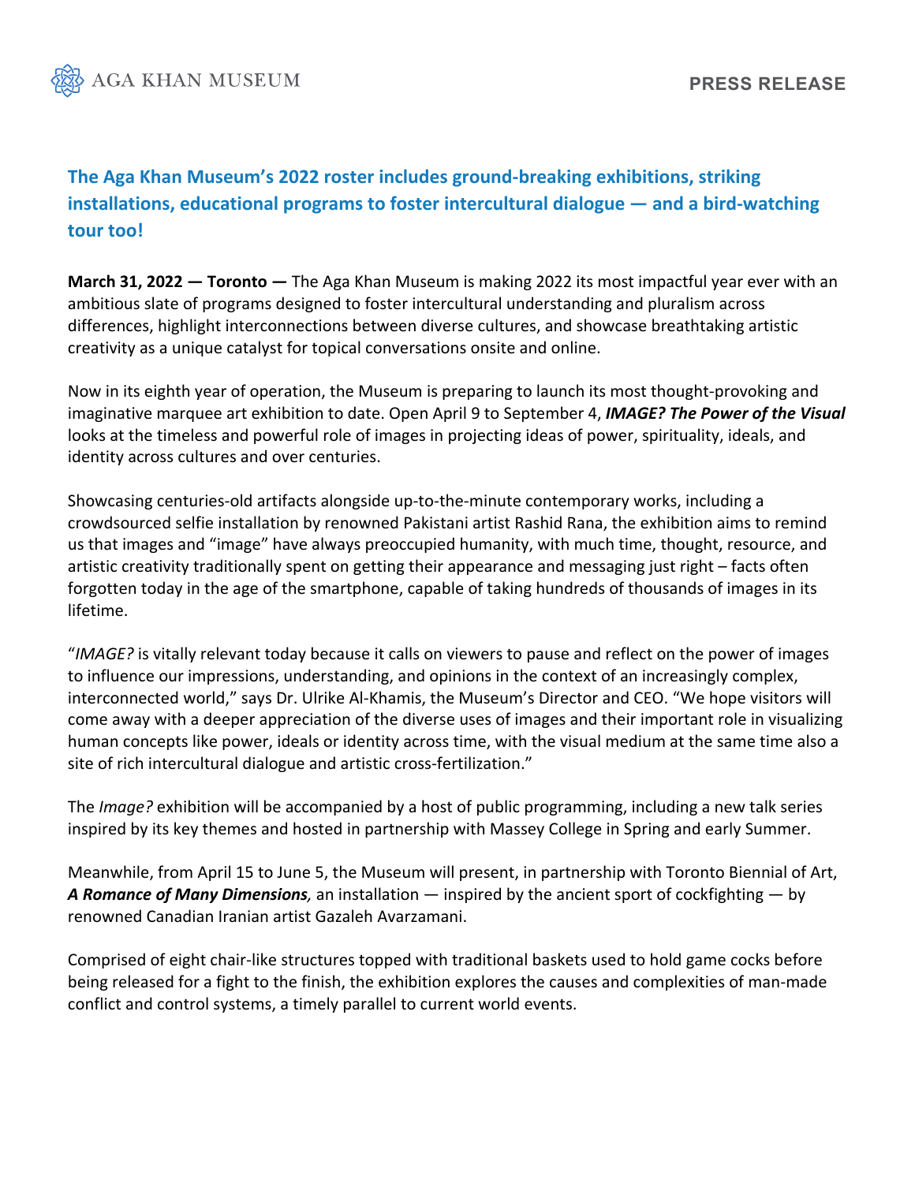AGA KHAN MUSEUM

**PRESS RELEASE**

## The Aga Khan Museum's 2022 roster includes ground-breaking exhibitions, striking installations, educational programs to foster intercultural dialogue — and a bird-watching tour too!

**March 31, 2022 — Toronto —** The Aga Khan Museum is making 2022 its most impactful year ever with an ambitious slate of programs designed to foster intercultural understanding and pluralism across differences, highlight interconnections between diverse cultures, and showcase breathtaking artistic creativity as a unique catalyst for topical conversations onsite and online.

Now in its eighth year of operation, the Museum is preparing to launch its most thought-provoking and imaginative marquee art exhibition to date. Open April 9 to September 4, ***IMAGE? The Power of the Visual*** looks at the timeless and powerful role of images in projecting ideas of power, spirituality, ideals, and identity across cultures and over centuries.

Showcasing centuries-old artifacts alongside up-to-the-minute contemporary works, including a crowdsourced selfie installation by renowned Pakistani artist Rashid Rana, the exhibition aims to remind us that images and "image" have always preoccupied humanity, with much time, thought, resource, and artistic creativity traditionally spent on getting their appearance and messaging just right – facts often forgotten today in the age of the smartphone, capable of taking hundreds of thousands of images in its lifetime.

"*IMAGE?* is vitally relevant today because it calls on viewers to pause and reflect on the power of images to influence our impressions, understanding, and opinions in the context of an increasingly complex, interconnected world," says Dr. Ulrike Al-Khamis, the Museum's Director and CEO. "We hope visitors will come away with a deeper appreciation of the diverse uses of images and their important role in visualizing human concepts like power, ideals or identity across time, with the visual medium at the same time also a site of rich intercultural dialogue and artistic cross-fertilization."

The *Image?* exhibition will be accompanied by a host of public programming, including a new talk series inspired by its key themes and hosted in partnership with Massey College in Spring and early Summer.

Meanwhile, from April 15 to June 5, the Museum will present, in partnership with Toronto Biennial of Art, ***A Romance of Many Dimensions****,* an installation — inspired by the ancient sport of cockfighting — by renowned Canadian Iranian artist Gazaleh Avarzamani.

Comprised of eight chair-like structures topped with traditional baskets used to hold game cocks before being released for a fight to the finish, the exhibition explores the causes and complexities of man-made conflict and control systems, a timely parallel to current world events.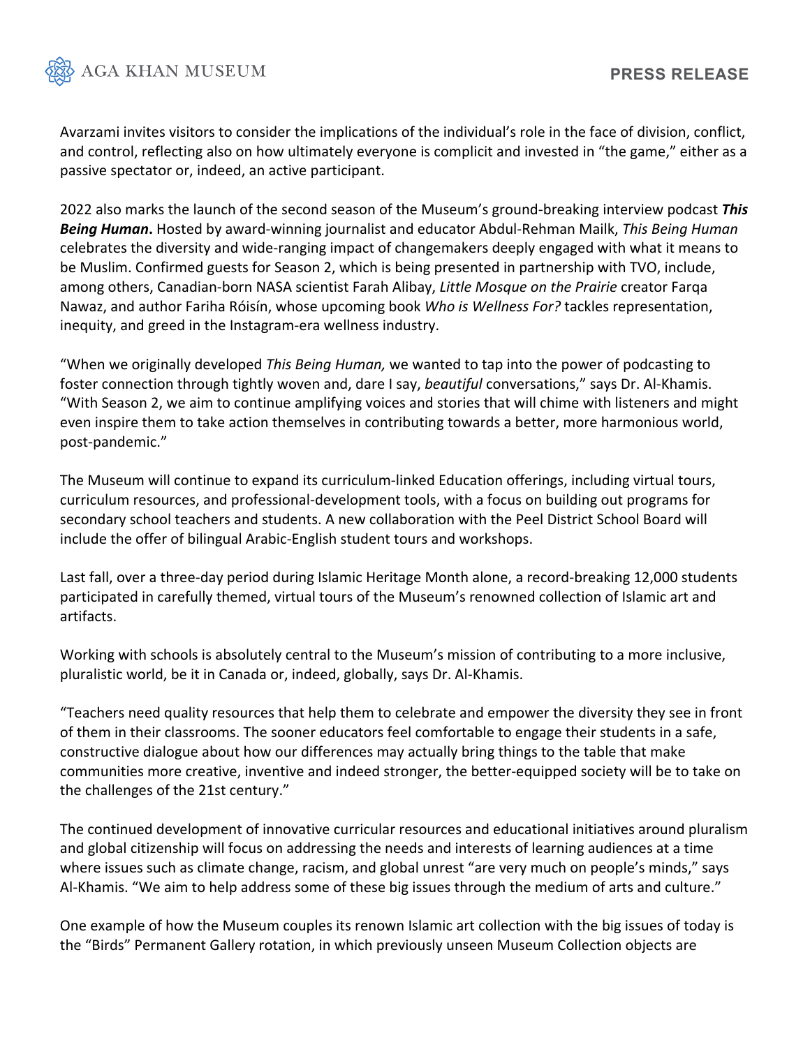Avarzami invites visitors to consider the implications of the individual's role in the face of division, conflict, and control, reflecting also on how ultimately everyone is complicit and invested in "the game," either as a passive spectator or, indeed, an active participant.

2022 also marks the launch of the second season of the Museum's ground-breaking interview podcast ***This Being Human***. Hosted by award-winning journalist and educator Abdul-Rehman Mailk, *This Being Human* celebrates the diversity and wide-ranging impact of changemakers deeply engaged with what it means to be Muslim. Confirmed guests for Season 2, which is being presented in partnership with TVO, include, among others, Canadian-born NASA scientist Farah Alibay, *Little Mosque on the Prairie* creator Farqa Nawaz, and author Fariha Róisín, whose upcoming book *Who is Wellness For?* tackles representation, inequity, and greed in the Instagram-era wellness industry.

"When we originally developed *This Being Human,* we wanted to tap into the power of podcasting to foster connection through tightly woven and, dare I say, *beautiful* conversations," says Dr. Al-Khamis. "With Season 2, we aim to continue amplifying voices and stories that will chime with listeners and might even inspire them to take action themselves in contributing towards a better, more harmonious world, post-pandemic."

The Museum will continue to expand its curriculum-linked Education offerings, including virtual tours, curriculum resources, and professional-development tools, with a focus on building out programs for secondary school teachers and students. A new collaboration with the Peel District School Board will include the offer of bilingual Arabic-English student tours and workshops.

Last fall, over a three-day period during Islamic Heritage Month alone, a record-breaking 12,000 students participated in carefully themed, virtual tours of the Museum's renowned collection of Islamic art and artifacts.

Working with schools is absolutely central to the Museum's mission of contributing to a more inclusive, pluralistic world, be it in Canada or, indeed, globally, says Dr. Al-Khamis.

"Teachers need quality resources that help them to celebrate and empower the diversity they see in front of them in their classrooms. The sooner educators feel comfortable to engage their students in a safe, constructive dialogue about how our differences may actually bring things to the table that make communities more creative, inventive and indeed stronger, the better-equipped society will be to take on the challenges of the 21st century."

The continued development of innovative curricular resources and educational initiatives around pluralism and global citizenship will focus on addressing the needs and interests of learning audiences at a time where issues such as climate change, racism, and global unrest "are very much on people's minds," says Al-Khamis. "We aim to help address some of these big issues through the medium of arts and culture."

One example of how the Museum couples its renown Islamic art collection with the big issues of today is the "Birds" Permanent Gallery rotation, in which previously unseen Museum Collection objects are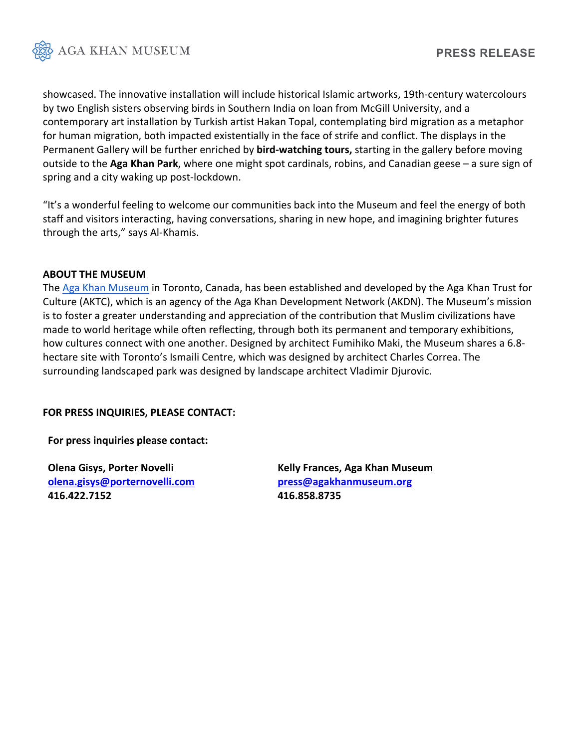showcased. The innovative installation will include historical Islamic artworks, 19th-century watercolours by two English sisters observing birds in Southern India on loan from McGill University, and a contemporary art installation by Turkish artist Hakan Topal, contemplating bird migration as a metaphor for human migration, both impacted existentially in the face of strife and conflict. The displays in the Permanent Gallery will be further enriched by **bird-watching tours,** starting in the gallery before moving outside to the **Aga Khan Park**, where one might spot cardinals, robins, and Canadian geese – a sure sign of spring and a city waking up post-lockdown.

"It's a wonderful feeling to welcome our communities back into the Museum and feel the energy of both staff and visitors interacting, having conversations, sharing in new hope, and imagining brighter futures through the arts," says Al-Khamis.

**ABOUT THE MUSEUM**

The Aga Khan Museum in Toronto, Canada, has been established and developed by the Aga Khan Trust for Culture (AKTC), which is an agency of the Aga Khan Development Network (AKDN). The Museum's mission is to foster a greater understanding and appreciation of the contribution that Muslim civilizations have made to world heritage while often reflecting, through both its permanent and temporary exhibitions, how cultures connect with one another. Designed by architect Fumihiko Maki, the Museum shares a 6.8-hectare site with Toronto's Ismaili Centre, which was designed by architect Charles Correa. The surrounding landscaped park was designed by landscape architect Vladimir Djurovic.

**FOR PRESS INQUIRIES, PLEASE CONTACT:**

**For press inquiries please contact:**

**Olena Gisys, Porter Novelli**
**olena.gisys@porternovelli.com**
**416.422.7152**

**Kelly Frances, Aga Khan Museum**
**press@agakhanmuseum.org**
**416.858.8735**